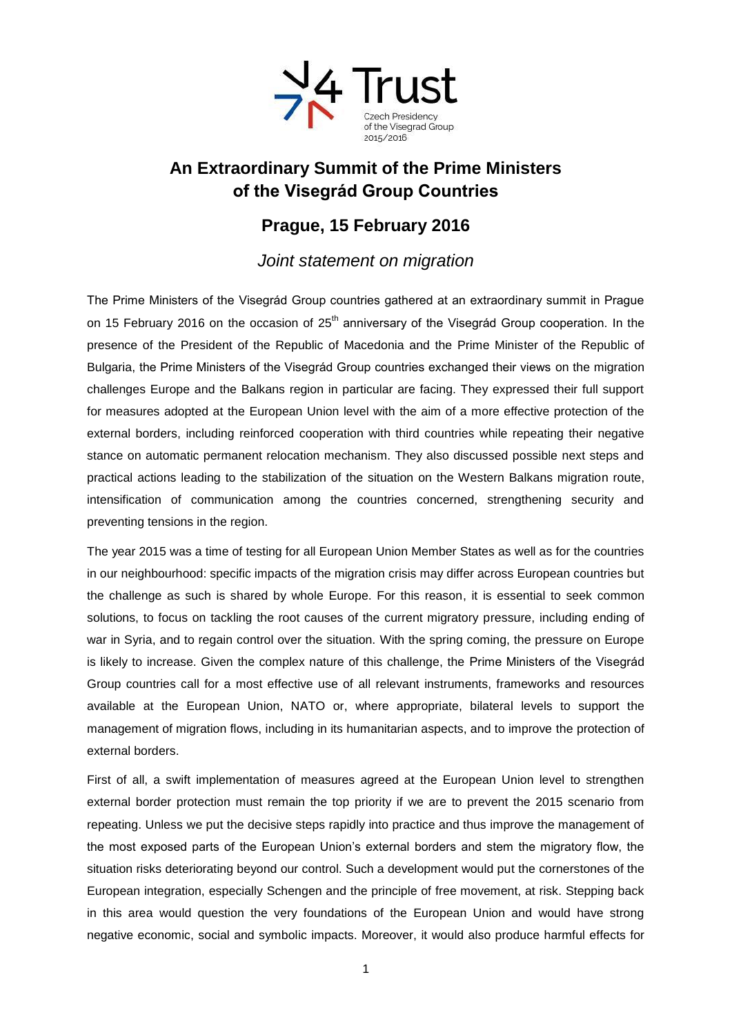V4 Trust

Czech Presidency of the Visegrad Group 2015/2016

# An Extraordinary Summit of the Prime Ministers of the Visegrád Group Countries

## Prague, 15 February 2016

*Joint statement on migration*

The Prime Ministers of the Visegrád Group countries gathered at an extraordinary summit in Prague on 15 February 2016 on the occasion of 25th anniversary of the Visegrád Group cooperation. In the presence of the President of the Republic of Macedonia and the Prime Minister of the Republic of Bulgaria, the Prime Ministers of the Visegrád Group countries exchanged their views on the migration challenges Europe and the Balkans region in particular are facing. They expressed their full support for measures adopted at the European Union level with the aim of a more effective protection of the external borders, including reinforced cooperation with third countries while repeating their negative stance on automatic permanent relocation mechanism. They also discussed possible next steps and practical actions leading to the stabilization of the situation on the Western Balkans migration route, intensification of communication among the countries concerned, strengthening security and preventing tensions in the region.

The year 2015 was a time of testing for all European Union Member States as well as for the countries in our neighbourhood: specific impacts of the migration crisis may differ across European countries but the challenge as such is shared by whole Europe. For this reason, it is essential to seek common solutions, to focus on tackling the root causes of the current migratory pressure, including ending of war in Syria, and to regain control over the situation. With the spring coming, the pressure on Europe is likely to increase. Given the complex nature of this challenge, the Prime Ministers of the Visegrád Group countries call for a most effective use of all relevant instruments, frameworks and resources available at the European Union, NATO or, where appropriate, bilateral levels to support the management of migration flows, including in its humanitarian aspects, and to improve the protection of external borders.

First of all, a swift implementation of measures agreed at the European Union level to strengthen external border protection must remain the top priority if we are to prevent the 2015 scenario from repeating. Unless we put the decisive steps rapidly into practice and thus improve the management of the most exposed parts of the European Union's external borders and stem the migratory flow, the situation risks deteriorating beyond our control. Such a development would put the cornerstones of the European integration, especially Schengen and the principle of free movement, at risk. Stepping back in this area would question the very foundations of the European Union and would have strong negative economic, social and symbolic impacts. Moreover, it would also produce harmful effects for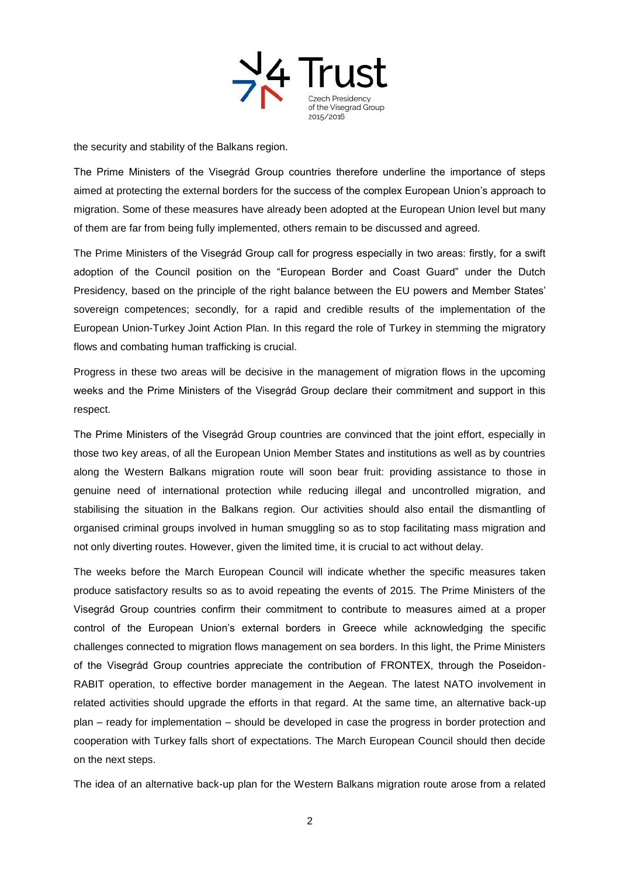the security and stability of the Balkans region.

The Prime Ministers of the Visegrád Group countries therefore underline the importance of steps aimed at protecting the external borders for the success of the complex European Union's approach to migration. Some of these measures have already been adopted at the European Union level but many of them are far from being fully implemented, others remain to be discussed and agreed.

The Prime Ministers of the Visegrád Group call for progress especially in two areas: firstly, for a swift adoption of the Council position on the "European Border and Coast Guard" under the Dutch Presidency, based on the principle of the right balance between the EU powers and Member States' sovereign competences; secondly, for a rapid and credible results of the implementation of the European Union-Turkey Joint Action Plan. In this regard the role of Turkey in stemming the migratory flows and combating human trafficking is crucial.

Progress in these two areas will be decisive in the management of migration flows in the upcoming weeks and the Prime Ministers of the Visegrád Group declare their commitment and support in this respect.

The Prime Ministers of the Visegrád Group countries are convinced that the joint effort, especially in those two key areas, of all the European Union Member States and institutions as well as by countries along the Western Balkans migration route will soon bear fruit: providing assistance to those in genuine need of international protection while reducing illegal and uncontrolled migration, and stabilising the situation in the Balkans region. Our activities should also entail the dismantling of organised criminal groups involved in human smuggling so as to stop facilitating mass migration and not only diverting routes. However, given the limited time, it is crucial to act without delay.

The weeks before the March European Council will indicate whether the specific measures taken produce satisfactory results so as to avoid repeating the events of 2015. The Prime Ministers of the Visegrád Group countries confirm their commitment to contribute to measures aimed at a proper control of the European Union's external borders in Greece while acknowledging the specific challenges connected to migration flows management on sea borders. In this light, the Prime Ministers of the Visegrád Group countries appreciate the contribution of FRONTEX, through the Poseidon-RABIT operation, to effective border management in the Aegean. The latest NATO involvement in related activities should upgrade the efforts in that regard. At the same time, an alternative back-up plan – ready for implementation – should be developed in case the progress in border protection and cooperation with Turkey falls short of expectations. The March European Council should then decide on the next steps.

The idea of an alternative back-up plan for the Western Balkans migration route arose from a related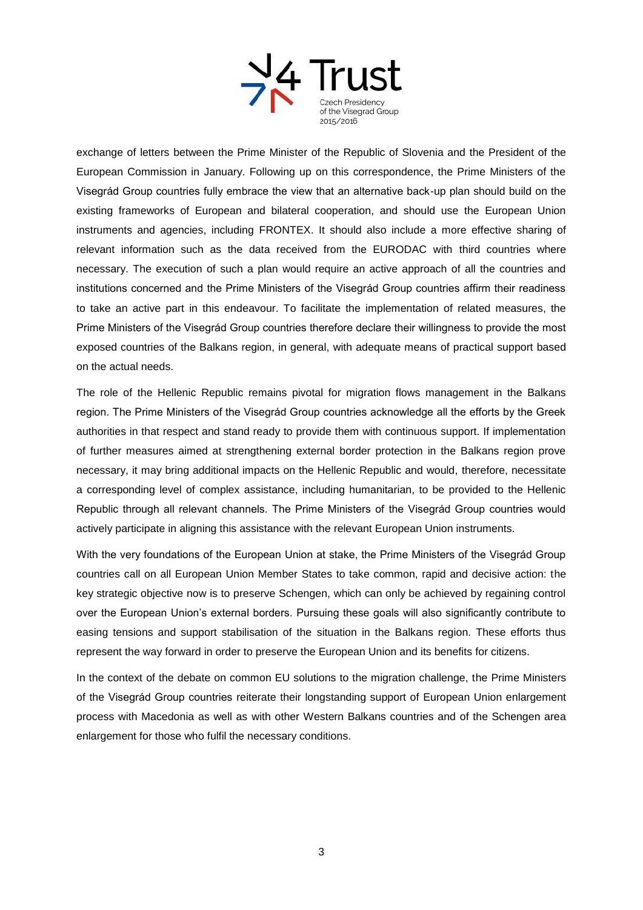exchange of letters between the Prime Minister of the Republic of Slovenia and the President of the European Commission in January. Following up on this correspondence, the Prime Ministers of the Visegrád Group countries fully embrace the view that an alternative back-up plan should build on the existing frameworks of European and bilateral cooperation, and should use the European Union instruments and agencies, including FRONTEX. It should also include a more effective sharing of relevant information such as the data received from the EURODAC with third countries where necessary. The execution of such a plan would require an active approach of all the countries and institutions concerned and the Prime Ministers of the Visegrád Group countries affirm their readiness to take an active part in this endeavour. To facilitate the implementation of related measures, the Prime Ministers of the Visegrád Group countries therefore declare their willingness to provide the most exposed countries of the Balkans region, in general, with adequate means of practical support based on the actual needs.

The role of the Hellenic Republic remains pivotal for migration flows management in the Balkans region. The Prime Ministers of the Visegrád Group countries acknowledge all the efforts by the Greek authorities in that respect and stand ready to provide them with continuous support. If implementation of further measures aimed at strengthening external border protection in the Balkans region prove necessary, it may bring additional impacts on the Hellenic Republic and would, therefore, necessitate a corresponding level of complex assistance, including humanitarian, to be provided to the Hellenic Republic through all relevant channels. The Prime Ministers of the Visegrád Group countries would actively participate in aligning this assistance with the relevant European Union instruments.

With the very foundations of the European Union at stake, the Prime Ministers of the Visegrád Group countries call on all European Union Member States to take common, rapid and decisive action: the key strategic objective now is to preserve Schengen, which can only be achieved by regaining control over the European Union's external borders. Pursuing these goals will also significantly contribute to easing tensions and support stabilisation of the situation in the Balkans region. These efforts thus represent the way forward in order to preserve the European Union and its benefits for citizens.

In the context of the debate on common EU solutions to the migration challenge, the Prime Ministers of the Visegrád Group countries reiterate their longstanding support of European Union enlargement process with Macedonia as well as with other Western Balkans countries and of the Schengen area enlargement for those who fulfil the necessary conditions.